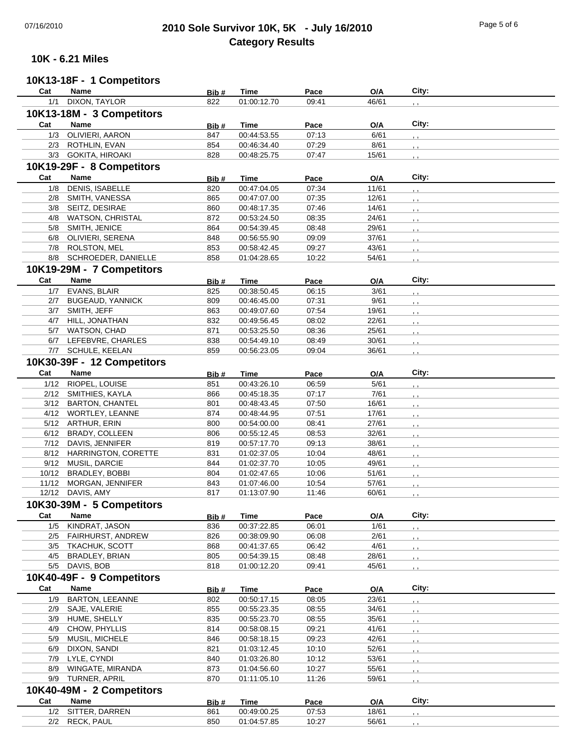# 2010 Sole Survivor 10K, 5K - July 16/2010
## Category Results

### 10K - 6.21 Miles

#### 10K13-18F - 1 Competitors

| Cat | Name | Bib # | Time | Pace | O/A | City: |
|---|---|---|---|---|---|---|
| 1/1 | DIXON, TAYLOR | 822 | 01:00:12.70 | 09:41 | 46/61 | , , |

#### 10K13-18M - 3 Competitors

| Cat | Name | Bib # | Time | Pace | O/A | City: |
|---|---|---|---|---|---|---|
| 1/3 | OLIVIERI, AARON | 847 | 00:44:53.55 | 07:13 | 6/61 | , , |
| 2/3 | ROTHLIN, EVAN | 854 | 00:46:34.40 | 07:29 | 8/61 | , , |
| 3/3 | GOKITA, HIROAKI | 828 | 00:48:25.75 | 07:47 | 15/61 | , , |

#### 10K19-29F - 8 Competitors

| Cat | Name | Bib # | Time | Pace | O/A | City: |
|---|---|---|---|---|---|---|
| 1/8 | DENIS, ISABELLE | 820 | 00:47:04.05 | 07:34 | 11/61 | , , |
| 2/8 | SMITH, VANESSA | 865 | 00:47:07.00 | 07:35 | 12/61 | , , |
| 3/8 | SEITZ, DESIRAE | 860 | 00:48:17.35 | 07:46 | 14/61 | , , |
| 4/8 | WATSON, CHRISTAL | 872 | 00:53:24.50 | 08:35 | 24/61 | , , |
| 5/8 | SMITH, JENICE | 864 | 00:54:39.45 | 08:48 | 29/61 | , , |
| 6/8 | OLIVIERI, SERENA | 848 | 00:56:55.90 | 09:09 | 37/61 | , , |
| 7/8 | ROLSTON, MEL | 853 | 00:58:42.45 | 09:27 | 43/61 | , , |
| 8/8 | SCHROEDER, DANIELLE | 858 | 01:04:28.65 | 10:22 | 54/61 | , , |

#### 10K19-29M - 7 Competitors

| Cat | Name | Bib # | Time | Pace | O/A | City: |
|---|---|---|---|---|---|---|
| 1/7 | EVANS, BLAIR | 825 | 00:38:50.45 | 06:15 | 3/61 | , , |
| 2/7 | BUGEAUD, YANNICK | 809 | 00:46:45.00 | 07:31 | 9/61 | , , |
| 3/7 | SMITH, JEFF | 863 | 00:49:07.60 | 07:54 | 19/61 | , , |
| 4/7 | HILL, JONATHAN | 832 | 00:49:56.45 | 08:02 | 22/61 | , , |
| 5/7 | WATSON, CHAD | 871 | 00:53:25.50 | 08:36 | 25/61 | , , |
| 6/7 | LEFEBVRE, CHARLES | 838 | 00:54:49.10 | 08:49 | 30/61 | , , |
| 7/7 | SCHULE, KEELAN | 859 | 00:56:23.05 | 09:04 | 36/61 | , , |

#### 10K30-39F - 12 Competitors

| Cat | Name | Bib # | Time | Pace | O/A | City: |
|---|---|---|---|---|---|---|
| 1/12 | RIOPEL, LOUISE | 851 | 00:43:26.10 | 06:59 | 5/61 | , , |
| 2/12 | SMITHIES, KAYLA | 866 | 00:45:18.35 | 07:17 | 7/61 | , , |
| 3/12 | BARTON, CHANTEL | 801 | 00:48:43.45 | 07:50 | 16/61 | , , |
| 4/12 | WORTLEY, LEANNE | 874 | 00:48:44.95 | 07:51 | 17/61 | , , |
| 5/12 | ARTHUR, ERIN | 800 | 00:54:00.00 | 08:41 | 27/61 | , , |
| 6/12 | BRADY, COLLEEN | 806 | 00:55:12.45 | 08:53 | 32/61 | , , |
| 7/12 | DAVIS, JENNIFER | 819 | 00:57:17.70 | 09:13 | 38/61 | , , |
| 8/12 | HARRINGTON, CORETTE | 831 | 01:02:37.05 | 10:04 | 48/61 | , , |
| 9/12 | MUSIL, DARCIE | 844 | 01:02:37.70 | 10:05 | 49/61 | , , |
| 10/12 | BRADLEY, BOBBI | 804 | 01:02:47.65 | 10:06 | 51/61 | , , |
| 11/12 | MORGAN, JENNIFER | 843 | 01:07:46.00 | 10:54 | 57/61 | , , |
| 12/12 | DAVIS, AMY | 817 | 01:13:07.90 | 11:46 | 60/61 | , , |

#### 10K30-39M - 5 Competitors

| Cat | Name | Bib # | Time | Pace | O/A | City: |
|---|---|---|---|---|---|---|
| 1/5 | KINDRAT, JASON | 836 | 00:37:22.85 | 06:01 | 1/61 | , , |
| 2/5 | FAIRHURST, ANDREW | 826 | 00:38:09.90 | 06:08 | 2/61 | , , |
| 3/5 | TKACHUK, SCOTT | 868 | 00:41:37.65 | 06:42 | 4/61 | , , |
| 4/5 | BRADLEY, BRIAN | 805 | 00:54:39.15 | 08:48 | 28/61 | , , |
| 5/5 | DAVIS, BOB | 818 | 01:00:12.20 | 09:41 | 45/61 | , , |

#### 10K40-49F - 9 Competitors

| Cat | Name | Bib # | Time | Pace | O/A | City: |
|---|---|---|---|---|---|---|
| 1/9 | BARTON, LEEANNE | 802 | 00:50:17.15 | 08:05 | 23/61 | , , |
| 2/9 | SAJE, VALERIE | 855 | 00:55:23.35 | 08:55 | 34/61 | , , |
| 3/9 | HUME, SHELLY | 835 | 00:55:23.70 | 08:55 | 35/61 | , , |
| 4/9 | CHOW, PHYLLIS | 814 | 00:58:08.15 | 09:21 | 41/61 | , , |
| 5/9 | MUSIL, MICHELE | 846 | 00:58:18.15 | 09:23 | 42/61 | , , |
| 6/9 | DIXON, SANDI | 821 | 01:03:12.45 | 10:10 | 52/61 | , , |
| 7/9 | LYLE, CYNDI | 840 | 01:03:26.80 | 10:12 | 53/61 | , , |
| 8/9 | WINGATE, MIRANDA | 873 | 01:04:56.60 | 10:27 | 55/61 | , , |
| 9/9 | TURNER, APRIL | 870 | 01:11:05.10 | 11:26 | 59/61 | , , |

#### 10K40-49M - 2 Competitors

| Cat | Name | Bib # | Time | Pace | O/A | City: |
|---|---|---|---|---|---|---|
| 1/2 | SITTER, DARREN | 861 | 00:49:00.25 | 07:53 | 18/61 | , , |
| 2/2 | RECK, PAUL | 850 | 01:04:57.85 | 10:27 | 56/61 | , , |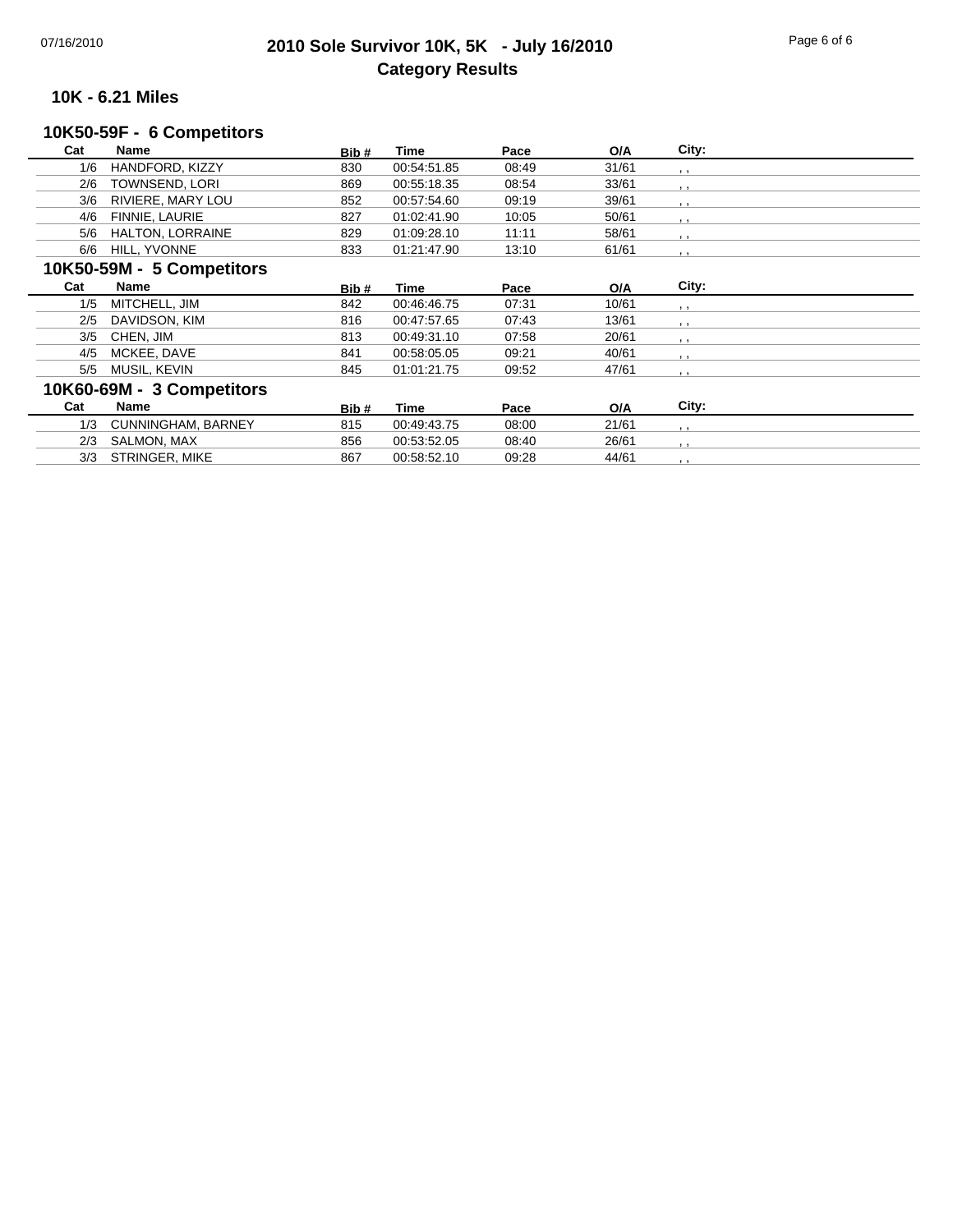# 2010 Sole Survivor 10K, 5K - July 16/2010
## Category Results

### 10K - 6.21 Miles

### 10K50-59F - 6 Competitors

| Cat | Name | Bib # | Time | Pace | O/A | City: |
|---|---|---|---|---|---|---|
| 1/6 | HANDFORD, KIZZY | 830 | 00:54:51.85 | 08:49 | 31/61 | , , |
| 2/6 | TOWNSEND, LORI | 869 | 00:55:18.35 | 08:54 | 33/61 | , , |
| 3/6 | RIVIERE, MARY LOU | 852 | 00:57:54.60 | 09:19 | 39/61 | , , |
| 4/6 | FINNIE, LAURIE | 827 | 01:02:41.90 | 10:05 | 50/61 | , , |
| 5/6 | HALTON, LORRAINE | 829 | 01:09:28.10 | 11:11 | 58/61 | , , |
| 6/6 | HILL, YVONNE | 833 | 01:21:47.90 | 13:10 | 61/61 | , , |

### 10K50-59M - 5 Competitors

| Cat | Name | Bib # | Time | Pace | O/A | City: |
|---|---|---|---|---|---|---|
| 1/5 | MITCHELL, JIM | 842 | 00:46:46.75 | 07:31 | 10/61 | , , |
| 2/5 | DAVIDSON, KIM | 816 | 00:47:57.65 | 07:43 | 13/61 | , , |
| 3/5 | CHEN, JIM | 813 | 00:49:31.10 | 07:58 | 20/61 | , , |
| 4/5 | MCKEE, DAVE | 841 | 00:58:05.05 | 09:21 | 40/61 | , , |
| 5/5 | MUSIL, KEVIN | 845 | 01:01:21.75 | 09:52 | 47/61 | , , |

### 10K60-69M - 3 Competitors

| Cat | Name | Bib # | Time | Pace | O/A | City: |
|---|---|---|---|---|---|---|
| 1/3 | CUNNINGHAM, BARNEY | 815 | 00:49:43.75 | 08:00 | 21/61 | , , |
| 2/3 | SALMON, MAX | 856 | 00:53:52.05 | 08:40 | 26/61 | , , |
| 3/3 | STRINGER, MIKE | 867 | 00:58:52.10 | 09:28 | 44/61 | , , |